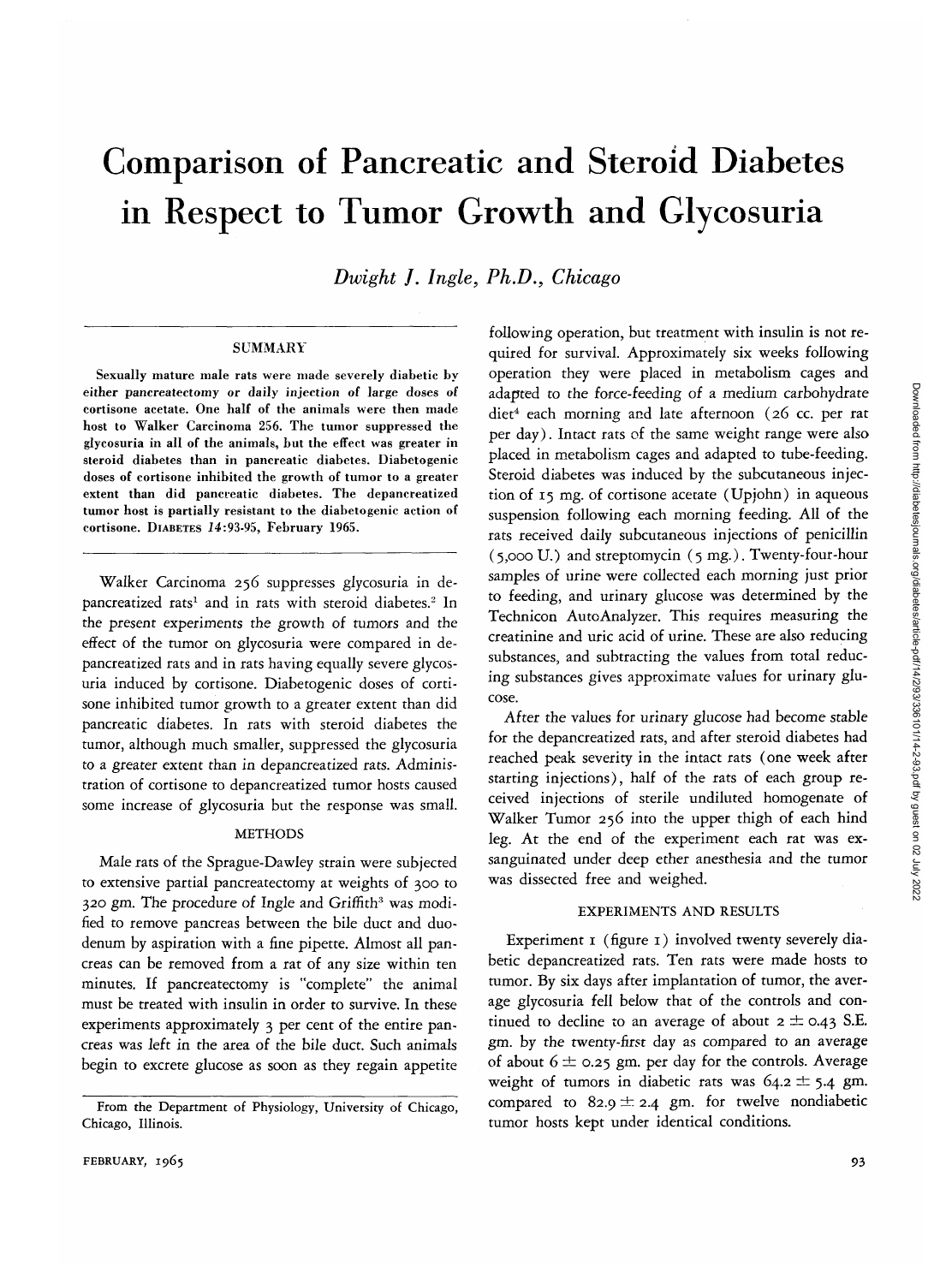# Comparison of Pancreatic and Steroid Diabetes in Respect to Tumor Growth and Glycosuria

*Dwight J. Ingle, Ph.D., Chicago*

## SUMMARY

Sexually mature male rats were made severely diabetic by either pancreatectomy or daily injection of large doses of cortisone acetate. One half of the animals were then made host to Walker Carcinoma 256. The tumor suppressed the glycosuria in all of the animals, but the effect was greater in steroid diabetes than in pancreatic diabetes. Diabetogenic doses of cortisone inhibited the growth of tumor to a greater extent than did pancreatic diabetes. The depancreatized tumor host is partially resistant to the diabetogenic action of cortisone. DIABETES 14:93-95, February 1965.

Walker Carcinoma 256 suppresses glycosuria in depancreatized rats[1] and in rats with steroid diabetes.[2] In the present experiments the growth of tumors and the effect of the tumor on glycosuria were compared in depancreatized rats and in rats having equally severe glycosuria induced by cortisone. Diabetogenic doses of cortisone inhibited tumor growth to a greater extent than did pancreatic diabetes. In rats with steroid diabetes the tumor, although much smaller, suppressed the glycosuria to a greater extent than in depancreatized rats. Administration of cortisone to depancreatized tumor hosts caused some increase of glycosuria but the response was small.

## METHODS

Male rats of the Sprague-Dawley strain were subjected to extensive partial pancreatectomy at weights of 300 to 320 gm. The procedure of Ingle and Griffith[3] was modified to remove pancreas between the bile duct and duodenum by aspiration with a fine pipette. Almost all pancreas can be removed from a rat of any size within ten minutes. If pancreatectomy is "complete" the animal must be treated with insulin in order to survive. In these experiments approximately 3 per cent of the entire pancreas was left in the area of the bile duct. Such animals begin to excrete glucose as soon as they regain appetite following operation, but treatment with insulin is not required for survival. Approximately six weeks following operation they were placed in metabolism cages and adapted to the force-feeding of a medium carbohydrate diet[4] each morning and late afternoon (26 cc. per rat per day). Intact rats of the same weight range were also placed in metabolism cages and adapted to tube-feeding. Steroid diabetes was induced by the subcutaneous injection of 15 mg. of cortisone acetate (Upjohn) in aqueous suspension following each morning feeding. All of the rats received daily subcutaneous injections of penicillin (5,000 U.) and streptomycin (5 mg.). Twenty-four-hour samples of urine were collected each morning just prior to feeding, and urinary glucose was determined by the Technicon AutoAnalyzer. This requires measuring the creatinine and uric acid of urine. These are also reducing substances, and subtracting the values from total reducing substances gives approximate values for urinary glucose.

After the values for urinary glucose had become stable for the depancreatized rats, and after steroid diabetes had reached peak severity in the intact rats (one week after starting injections), half of the rats of each group received injections of sterile undiluted homogenate of Walker Tumor 256 into the upper thigh of each hind leg. At the end of the experiment each rat was exsanguinated under deep ether anesthesia and the tumor was dissected free and weighed.

## EXPERIMENTS AND RESULTS

Experiment 1 (figure 1) involved twenty severely diabetic depancreatized rats. Ten rats were made hosts to tumor. By six days after implantation of tumor, the average glycosuria fell below that of the controls and continued to decline to an average of about $2 \pm 0.43$ S.E. gm. by the twenty-first day as compared to an average of about $6 \pm 0.25$ gm. per day for the controls. Average weight of tumors in diabetic rats was $64.2 \pm 5.4$ gm. compared to $82.9 \pm 2.4$ gm. for twelve nondiabetic tumor hosts kept under identical conditions.

From the Department of Physiology, University of Chicago, Chicago, Illinois.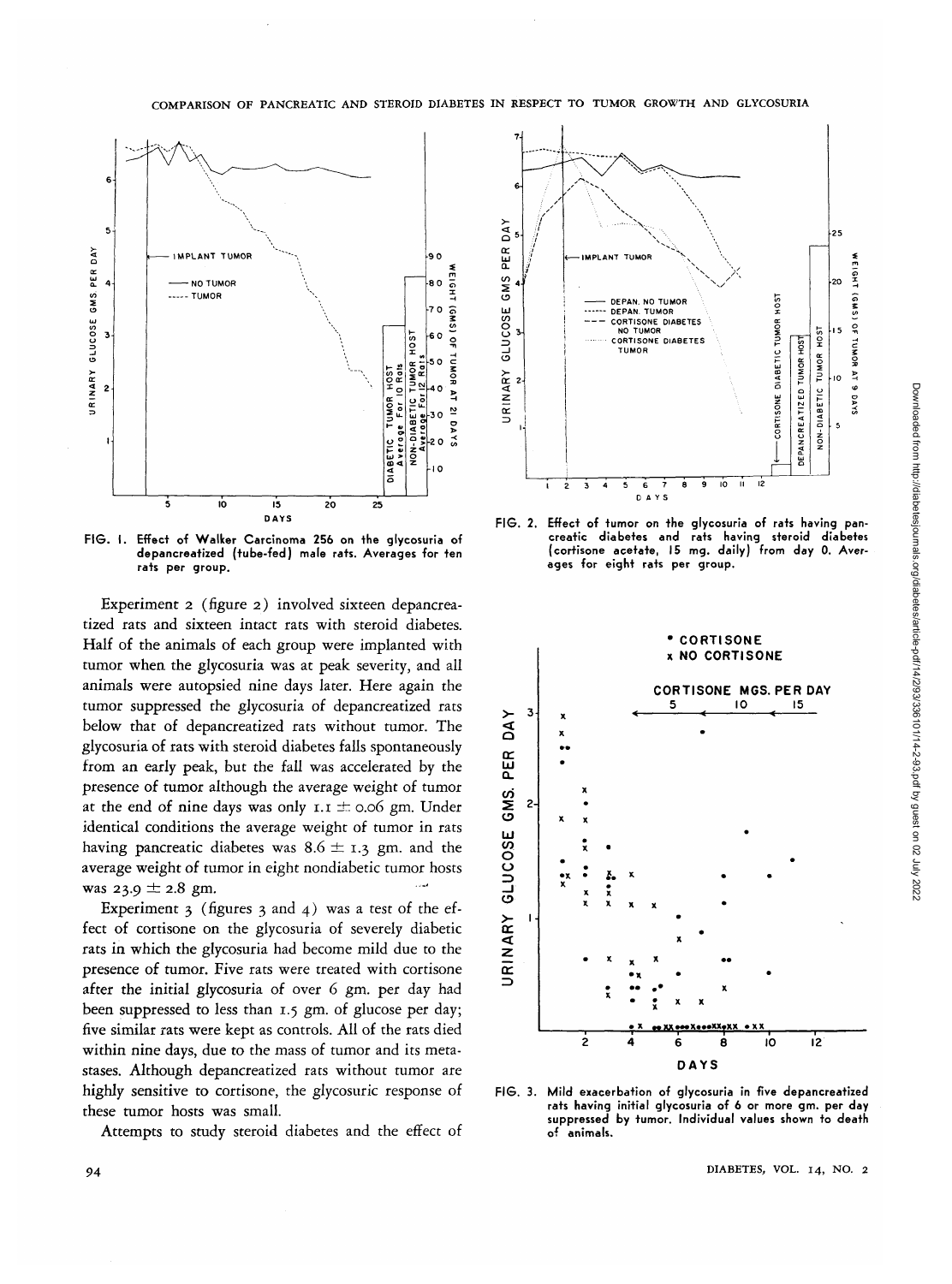FIG. 1. Effect of Walker Carcinoma 256 on the glycosuria of depancreatized (tube-fed) male rats. Averages for ten rats per group.

FIG. 2. Effect of tumor on the glycosuria of rats having pancreatic diabetes and rats having steroid diabetes (cortisone acetate, 15 mg. daily) from day 0. Averages for eight rats per group.

Experiment 2 (figure 2) involved sixteen depancreatized rats and sixteen intact rats with steroid diabetes. Half of the animals of each group were implanted with tumor when the glycosuria was at peak severity, and all animals were autopsied nine days later. Here again the tumor suppressed the glycosuria of depancreatized rats below that of depancreatized rats without tumor. The glycosuria of rats with steroid diabetes falls spontaneously from an early peak, but the fall was accelerated by the presence of tumor although the average weight of tumor at the end of nine days was only $1.1 \pm 0.06$ gm. Under identical conditions the average weight of tumor in rats having pancreatic diabetes was $8.6 \pm 1.3$ gm. and the average weight of tumor in eight nondiabetic tumor hosts was $23.9 \pm 2.8$ gm.

Experiment 3 (figures 3 and 4) was a test of the effect of cortisone on the glycosuria of severely diabetic rats in which the glycosuria had become mild due to the presence of tumor. Five rats were treated with cortisone after the initial glycosuria of over 6 gm. per day had been suppressed to less than 1.5 gm. of glucose per day; five similar rats were kept as controls. All of the rats died within nine days, due to the mass of tumor and its metastases. Although depancreatized rats without tumor are highly sensitive to cortisone, the glycosuric response of these tumor hosts was small.

Attempts to study steroid diabetes and the effect of

FIG. 3. Mild exacerbation of glycosuria in five depancreatized rats having initial glycosuria of 6 or more gm. per day suppressed by tumor. Individual values shown to death of animals.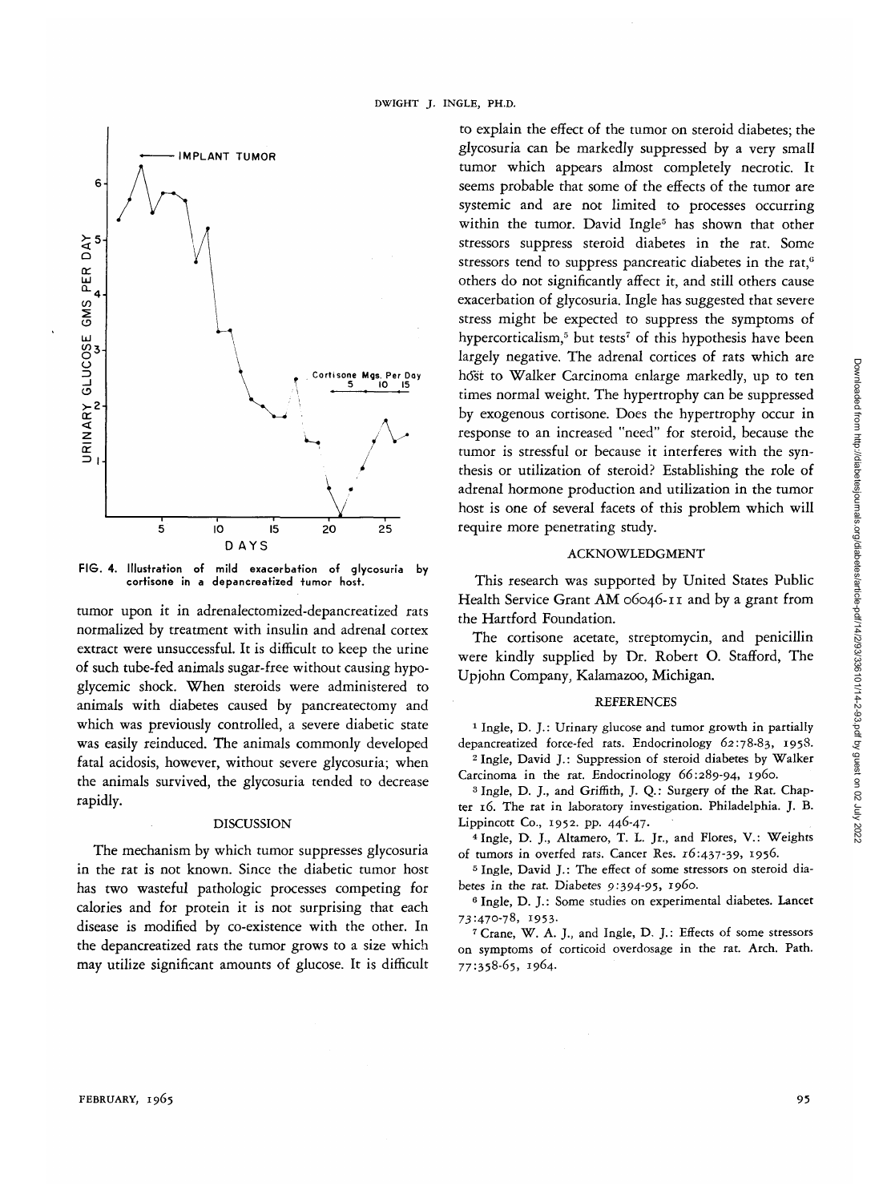IMPLANT TUMOR

URINARY GLUCOSE GMS PER DAY

6
5
4
3
2
1

Cortisone Mgs. Per Day
5 10 15

5 10 15 20 25
DAYS

FIG. 4. Illustration of mild exacerbation of glycosuria by cortisone in a depancreatized tumor host.

tumor upon it in adrenalectomized-depancreatized rats normalized by treatment with insulin and adrenal cortex extract were unsuccessful. It is difficult to keep the urine of such tube-fed animals sugar-free without causing hypoglycemic shock. When steroids were administered to animals with diabetes caused by pancreatectomy and which was previously controlled, a severe diabetic state was easily reinduced. The animals commonly developed fatal acidosis, however, without severe glycosuria; when the animals survived, the glycosuria tended to decrease rapidly.

## DISCUSSION

The mechanism by which tumor suppresses glycosuria in the rat is not known. Since the diabetic tumor host has two wasteful pathologic processes competing for calories and for protein it is not surprising that each disease is modified by co-existence with the other. In the depancreatized rats the tumor grows to a size which may utilize significant amounts of glucose. It is difficult to explain the effect of the tumor on steroid diabetes; the glycosuria can be markedly suppressed by a very small tumor which appears almost completely necrotic. It seems probable that some of the effects of the tumor are systemic and are not limited to processes occurring within the tumor. David Ingle[5] has shown that other stressors suppress steroid diabetes in the rat. Some stressors tend to suppress pancreatic diabetes in the rat,[6] others do not significantly affect it, and still others cause exacerbation of glycosuria. Ingle has suggested that severe stress might be expected to suppress the symptoms of hypercorticalism,[5] but tests[7] of this hypothesis have been largely negative. The adrenal cortices of rats which are host to Walker Carcinoma enlarge markedly, up to ten times normal weight. The hypertrophy can be suppressed by exogenous cortisone. Does the hypertrophy occur in response to an increased "need" for steroid, because the tumor is stressful or because it interferes with the synthesis or utilization of steroid? Establishing the role of adrenal hormone production and utilization in the tumor host is one of several facets of this problem which will require more penetrating study.

## ACKNOWLEDGMENT

This research was supported by United States Public Health Service Grant AM 06046-11 and by a grant from the Hartford Foundation.

The cortisone acetate, streptomycin, and penicillin were kindly supplied by Dr. Robert O. Stafford, The Upjohn Company, Kalamazoo, Michigan.

## REFERENCES

[1] Ingle, D. J.: Urinary glucose and tumor growth in partially depancreatized force-fed rats. Endocrinology 62:78-83, 1958.

[2] Ingle, David J.: Suppression of steroid diabetes by Walker Carcinoma in the rat. Endocrinology 66:289-94, 1960.

[3] Ingle, D. J., and Griffith, J. Q.: Surgery of the Rat. Chapter 16. The rat in laboratory investigation. Philadelphia. J. B. Lippincott Co., 1952. pp. 446-47.

[4] Ingle, D. J., Altamero, T. L. Jr., and Flores, V.: Weights of tumors in overfed rats. Cancer Res. 16:437-39, 1956.

[5] Ingle, David J.: The effect of some stressors on steroid diabetes in the rat. Diabetes 9:394-95, 1960.

[6] Ingle, D. J.: Some studies on experimental diabetes. Lancet 73:470-78, 1953.

[7] Crane, W. A. J., and Ingle, D. J.: Effects of some stressors on symptoms of corticoid overdosage in the rat. Arch. Path. 77:358-65, 1964.